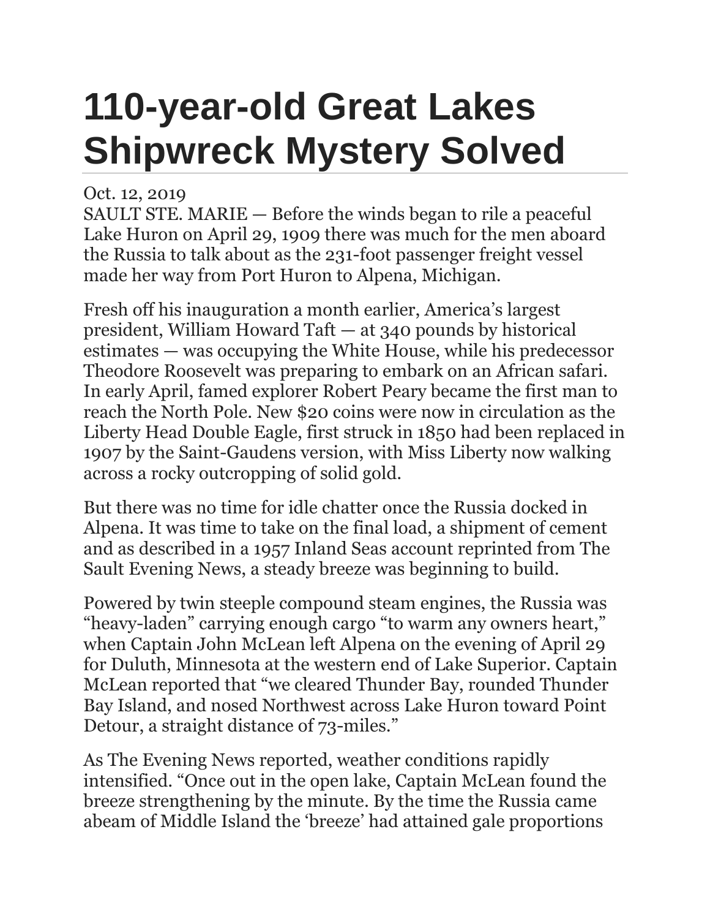# 110-year-old Great Lakes Shipwreck Mystery Solved

Oct. 12, 2019

SAULT STE. MARIE — Before the winds began to rile a peaceful Lake Huron on April 29, 1909 there was much for the men aboard the Russia to talk about as the 231-foot passenger freight vessel made her way from Port Huron to Alpena, Michigan.

Fresh off his inauguration a month earlier, America's largest president, William Howard Taft — at 340 pounds by historical estimates — was occupying the White House, while his predecessor Theodore Roosevelt was preparing to embark on an African safari. In early April, famed explorer Robert Peary became the first man to reach the North Pole. New $20 coins were now in circulation as the Liberty Head Double Eagle, first struck in 1850 had been replaced in 1907 by the Saint-Gaudens version, with Miss Liberty now walking across a rocky outcropping of solid gold.

But there was no time for idle chatter once the Russia docked in Alpena. It was time to take on the final load, a shipment of cement and as described in a 1957 Inland Seas account reprinted from The Sault Evening News, a steady breeze was beginning to build.

Powered by twin steeple compound steam engines, the Russia was "heavy-laden" carrying enough cargo "to warm any owners heart," when Captain John McLean left Alpena on the evening of April 29 for Duluth, Minnesota at the western end of Lake Superior. Captain McLean reported that "we cleared Thunder Bay, rounded Thunder Bay Island, and nosed Northwest across Lake Huron toward Point Detour, a straight distance of 73-miles."

As The Evening News reported, weather conditions rapidly intensified. "Once out in the open lake, Captain McLean found the breeze strengthening by the minute. By the time the Russia came abeam of Middle Island the 'breeze' had attained gale proportions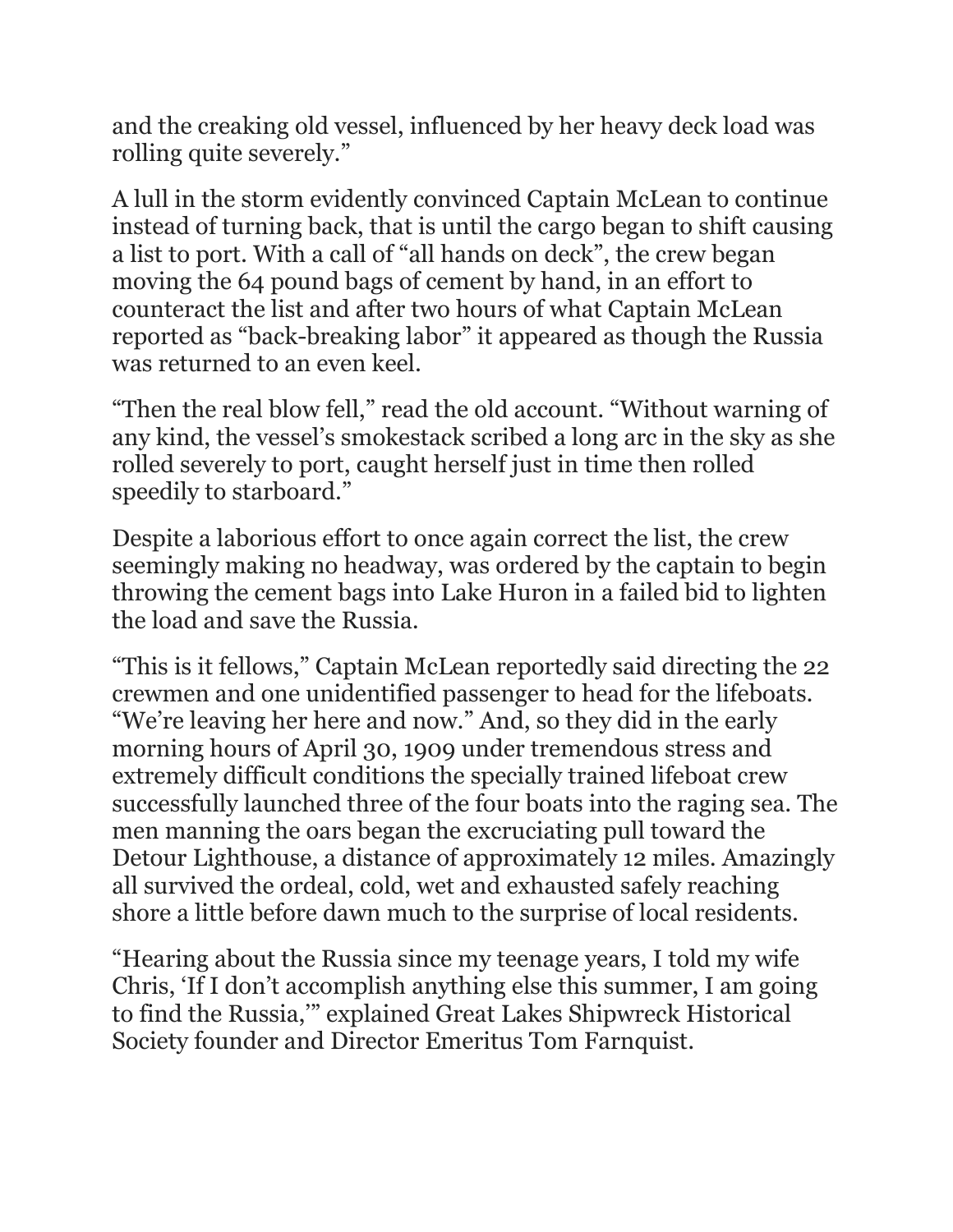and the creaking old vessel, influenced by her heavy deck load was rolling quite severely."

A lull in the storm evidently convinced Captain McLean to continue instead of turning back, that is until the cargo began to shift causing a list to port. With a call of "all hands on deck", the crew began moving the 64 pound bags of cement by hand, in an effort to counteract the list and after two hours of what Captain McLean reported as "back-breaking labor" it appeared as though the Russia was returned to an even keel.

"Then the real blow fell," read the old account. "Without warning of any kind, the vessel's smokestack scribed a long arc in the sky as she rolled severely to port, caught herself just in time then rolled speedily to starboard."

Despite a laborious effort to once again correct the list, the crew seemingly making no headway, was ordered by the captain to begin throwing the cement bags into Lake Huron in a failed bid to lighten the load and save the Russia.

"This is it fellows," Captain McLean reportedly said directing the 22 crewmen and one unidentified passenger to head for the lifeboats. "We're leaving her here and now." And, so they did in the early morning hours of April 30, 1909 under tremendous stress and extremely difficult conditions the specially trained lifeboat crew successfully launched three of the four boats into the raging sea. The men manning the oars began the excruciating pull toward the Detour Lighthouse, a distance of approximately 12 miles. Amazingly all survived the ordeal, cold, wet and exhausted safely reaching shore a little before dawn much to the surprise of local residents.

"Hearing about the Russia since my teenage years, I told my wife Chris, 'If I don't accomplish anything else this summer, I am going to find the Russia,'" explained Great Lakes Shipwreck Historical Society founder and Director Emeritus Tom Farnquist.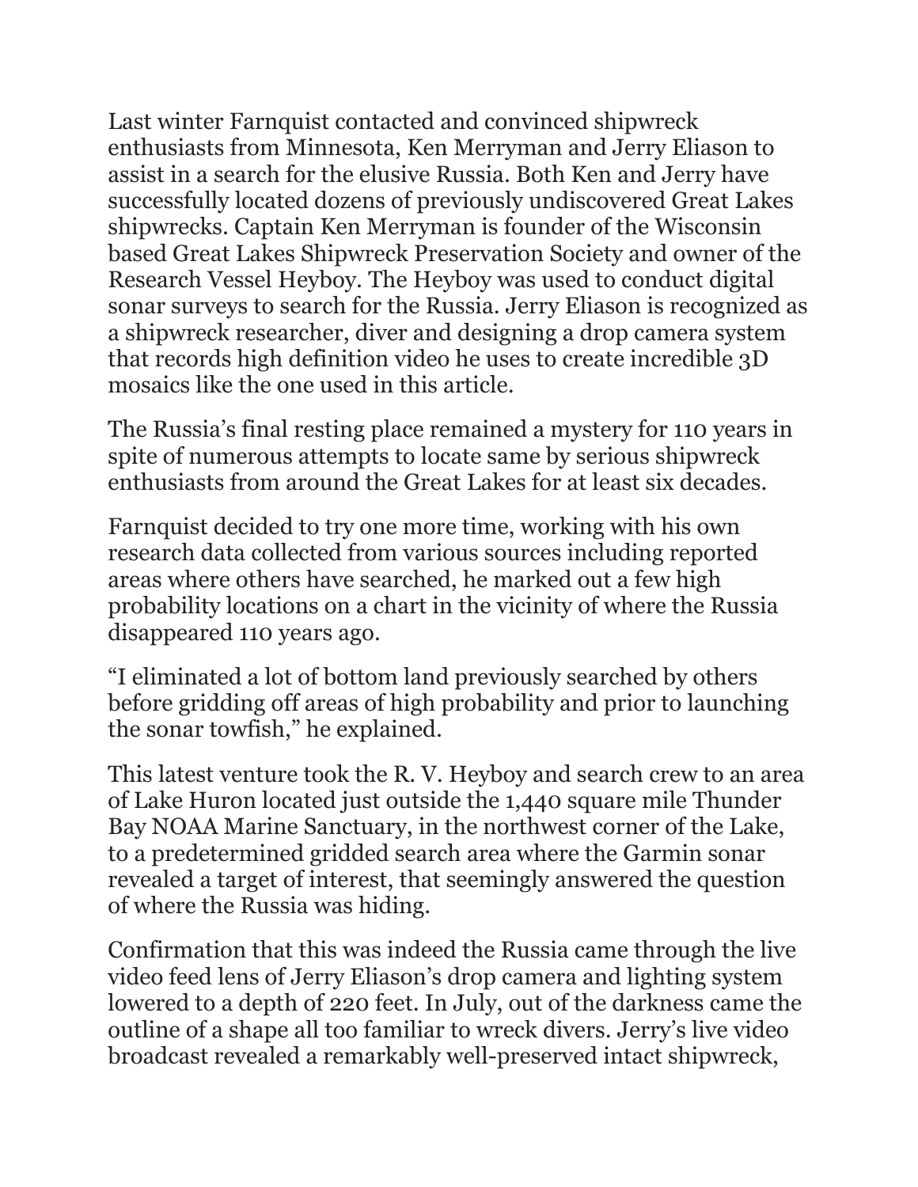Last winter Farnquist contacted and convinced shipwreck enthusiasts from Minnesota, Ken Merryman and Jerry Eliason to assist in a search for the elusive Russia. Both Ken and Jerry have successfully located dozens of previously undiscovered Great Lakes shipwrecks. Captain Ken Merryman is founder of the Wisconsin based Great Lakes Shipwreck Preservation Society and owner of the Research Vessel Heyboy. The Heyboy was used to conduct digital sonar surveys to search for the Russia. Jerry Eliason is recognized as a shipwreck researcher, diver and designing a drop camera system that records high definition video he uses to create incredible 3D mosaics like the one used in this article.

The Russia's final resting place remained a mystery for 110 years in spite of numerous attempts to locate same by serious shipwreck enthusiasts from around the Great Lakes for at least six decades.

Farnquist decided to try one more time, working with his own research data collected from various sources including reported areas where others have searched, he marked out a few high probability locations on a chart in the vicinity of where the Russia disappeared 110 years ago.

"I eliminated a lot of bottom land previously searched by others before gridding off areas of high probability and prior to launching the sonar towfish," he explained.

This latest venture took the R. V. Heyboy and search crew to an area of Lake Huron located just outside the 1,440 square mile Thunder Bay NOAA Marine Sanctuary, in the northwest corner of the Lake, to a predetermined gridded search area where the Garmin sonar revealed a target of interest, that seemingly answered the question of where the Russia was hiding.

Confirmation that this was indeed the Russia came through the live video feed lens of Jerry Eliason's drop camera and lighting system lowered to a depth of 220 feet. In July, out of the darkness came the outline of a shape all too familiar to wreck divers. Jerry's live video broadcast revealed a remarkably well-preserved intact shipwreck,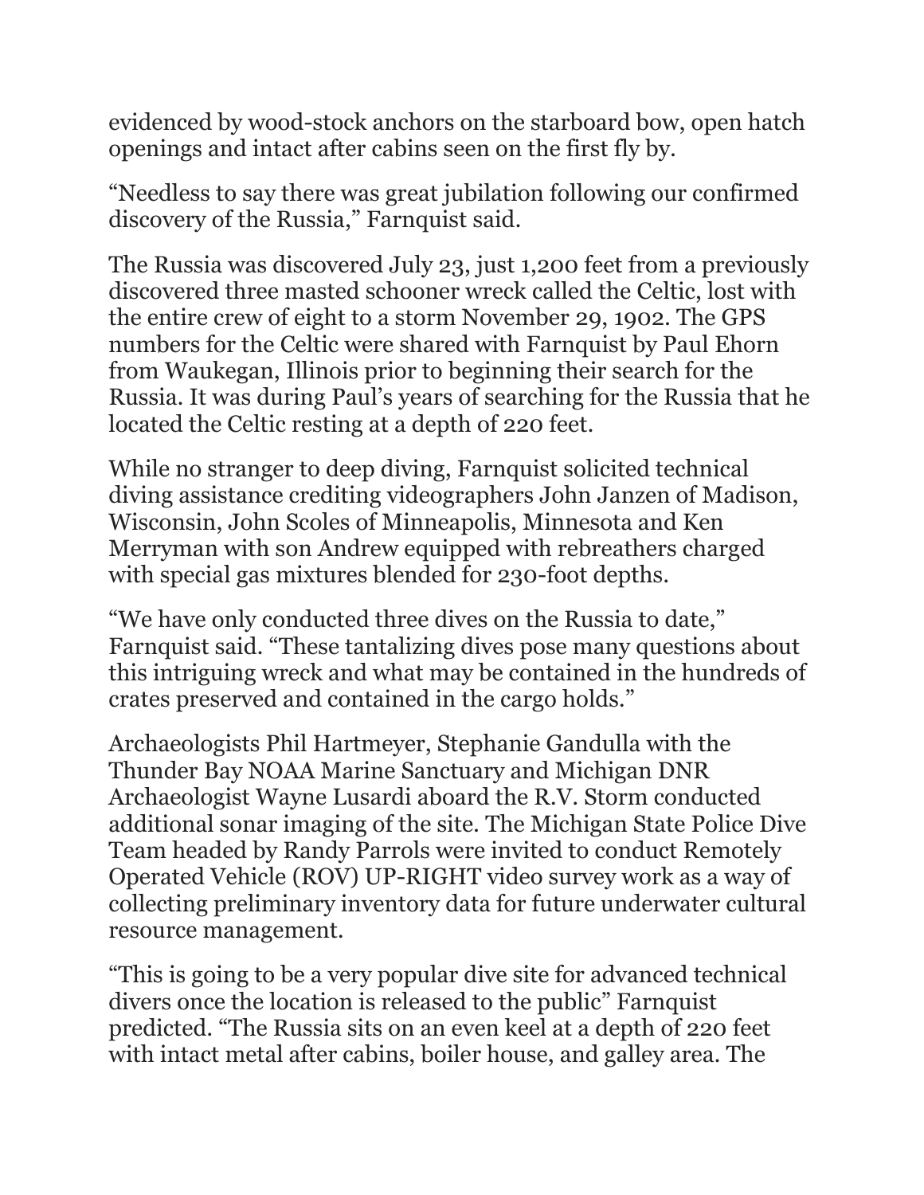evidenced by wood-stock anchors on the starboard bow, open hatch openings and intact after cabins seen on the first fly by.

"Needless to say there was great jubilation following our confirmed discovery of the Russia," Farnquist said.

The Russia was discovered July 23, just 1,200 feet from a previously discovered three masted schooner wreck called the Celtic, lost with the entire crew of eight to a storm November 29, 1902. The GPS numbers for the Celtic were shared with Farnquist by Paul Ehorn from Waukegan, Illinois prior to beginning their search for the Russia. It was during Paul's years of searching for the Russia that he located the Celtic resting at a depth of 220 feet.

While no stranger to deep diving, Farnquist solicited technical diving assistance crediting videographers John Janzen of Madison, Wisconsin, John Scoles of Minneapolis, Minnesota and Ken Merryman with son Andrew equipped with rebreathers charged with special gas mixtures blended for 230-foot depths.

"We have only conducted three dives on the Russia to date," Farnquist said. "These tantalizing dives pose many questions about this intriguing wreck and what may be contained in the hundreds of crates preserved and contained in the cargo holds."

Archaeologists Phil Hartmeyer, Stephanie Gandulla with the Thunder Bay NOAA Marine Sanctuary and Michigan DNR Archaeologist Wayne Lusardi aboard the R.V. Storm conducted additional sonar imaging of the site. The Michigan State Police Dive Team headed by Randy Parrols were invited to conduct Remotely Operated Vehicle (ROV) UP-RIGHT video survey work as a way of collecting preliminary inventory data for future underwater cultural resource management.

"This is going to be a very popular dive site for advanced technical divers once the location is released to the public" Farnquist predicted. "The Russia sits on an even keel at a depth of 220 feet with intact metal after cabins, boiler house, and galley area. The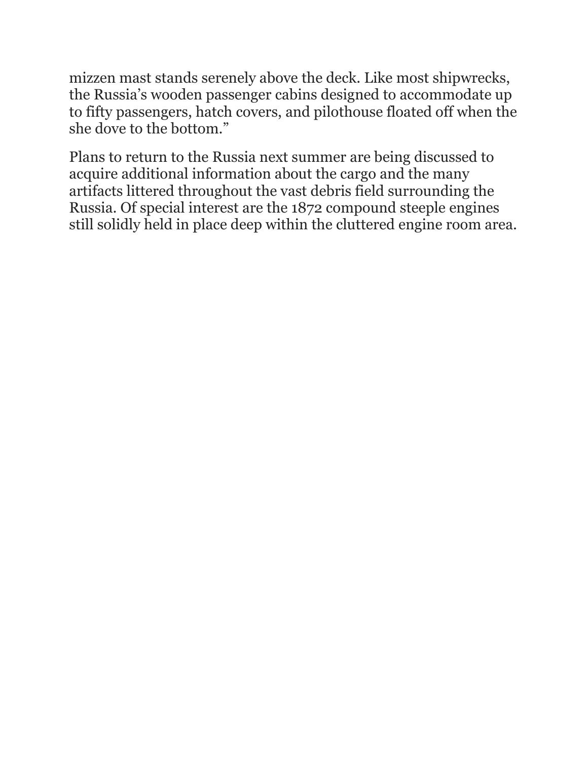mizzen mast stands serenely above the deck. Like most shipwrecks, the Russia's wooden passenger cabins designed to accommodate up to fifty passengers, hatch covers, and pilothouse floated off when the she dove to the bottom."

Plans to return to the Russia next summer are being discussed to acquire additional information about the cargo and the many artifacts littered throughout the vast debris field surrounding the Russia. Of special interest are the 1872 compound steeple engines still solidly held in place deep within the cluttered engine room area.